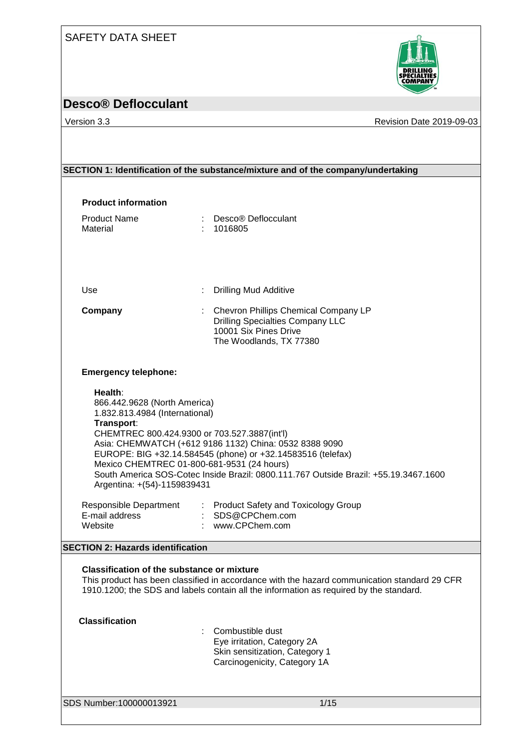# SAFETY DATA SHEET

## Desco® Deflocculant

Version 3.3 Revision Date 2019-09-03

## SECTION 1: Identification of the substance/mixture and of the company/undertaking

**Product information**

Product Name : Desco® Deflocculant
Material : 1016805

Use : Drilling Mud Additive

**Company** : Chevron Phillips Chemical Company LP
Drilling Specialties Company LLC
10001 Six Pines Drive
The Woodlands, TX 77380

**Emergency telephone:**

**Health**:
866.442.9628 (North America)
1.832.813.4984 (International)
**Transport**:
CHEMTREC 800.424.9300 or 703.527.3887(int'l)
Asia: CHEMWATCH (+612 9186 1132) China: 0532 8388 9090
EUROPE: BIG +32.14.584545 (phone) or +32.14583516 (telefax)
Mexico CHEMTREC 01-800-681-9531 (24 hours)
South America SOS-Cotec Inside Brazil: 0800.111.767 Outside Brazil: +55.19.3467.1600
Argentina: +(54)-1159839431

Responsible Department : Product Safety and Toxicology Group
E-mail address : SDS@CPChem.com
Website : www.CPChem.com

## SECTION 2: Hazards identification

**Classification of the substance or mixture**
This product has been classified in accordance with the hazard communication standard 29 CFR 1910.1200; the SDS and labels contain all the information as required by the standard.

**Classification** : Combustible dust
Eye irritation, Category 2A
Skin sensitization, Category 1
Carcinogenicity, Category 1A

SDS Number:100000013921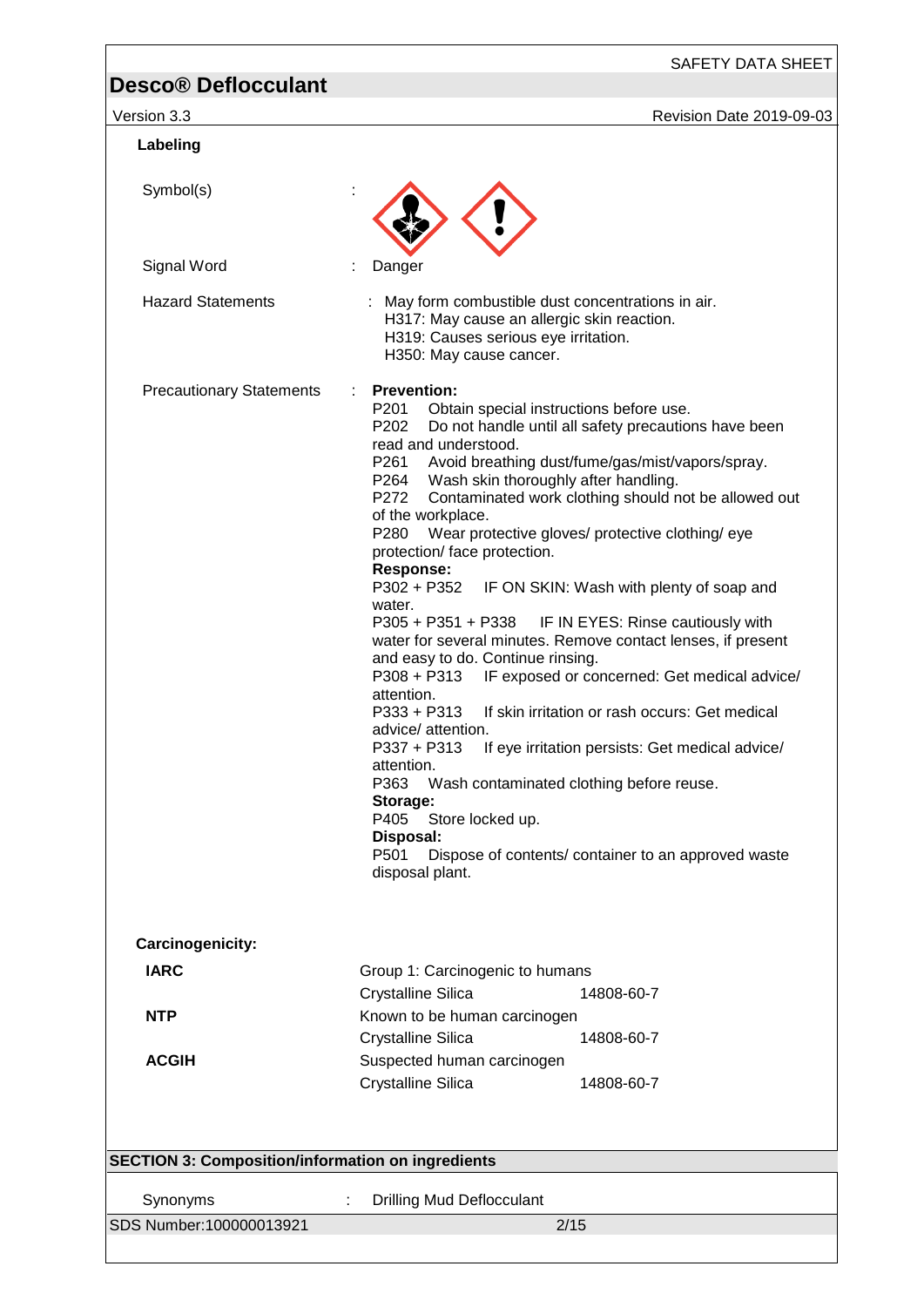### Labeling

Symbol(s) :

Signal Word : Danger

Hazard Statements : May form combustible dust concentrations in air.
H317: May cause an allergic skin reaction.
H319: Causes serious eye irritation.
H350: May cause cancer.

Precautionary Statements :

**Prevention:**
P201 Obtain special instructions before use.
P202 Do not handle until all safety precautions have been read and understood.
P261 Avoid breathing dust/fume/gas/mist/vapors/spray.
P264 Wash skin thoroughly after handling.
P272 Contaminated work clothing should not be allowed out of the workplace.
P280 Wear protective gloves/ protective clothing/ eye protection/ face protection.

**Response:**
P302 + P352 IF ON SKIN: Wash with plenty of soap and water.
P305 + P351 + P338 IF IN EYES: Rinse cautiously with water for several minutes. Remove contact lenses, if present and easy to do. Continue rinsing.
P308 + P313 IF exposed or concerned: Get medical advice/ attention.
P333 + P313 If skin irritation or rash occurs: Get medical advice/ attention.
P337 + P313 If eye irritation persists: Get medical advice/ attention.
P363 Wash contaminated clothing before reuse.

**Storage:**
P405 Store locked up.

**Disposal:**
P501 Dispose of contents/ container to an approved waste disposal plant.

**Carcinogenicity:**

| | | |
|---|---|---|
| **IARC** | Group 1: Carcinogenic to humans | |
| | Crystalline Silica | 14808-60-7 |
| **NTP** | Known to be human carcinogen | |
| | Crystalline Silica | 14808-60-7 |
| **ACGIH** | Suspected human carcinogen | |
| | Crystalline Silica | 14808-60-7 |

## SECTION 3: Composition/information on ingredients

Synonyms : Drilling Mud Deflocculant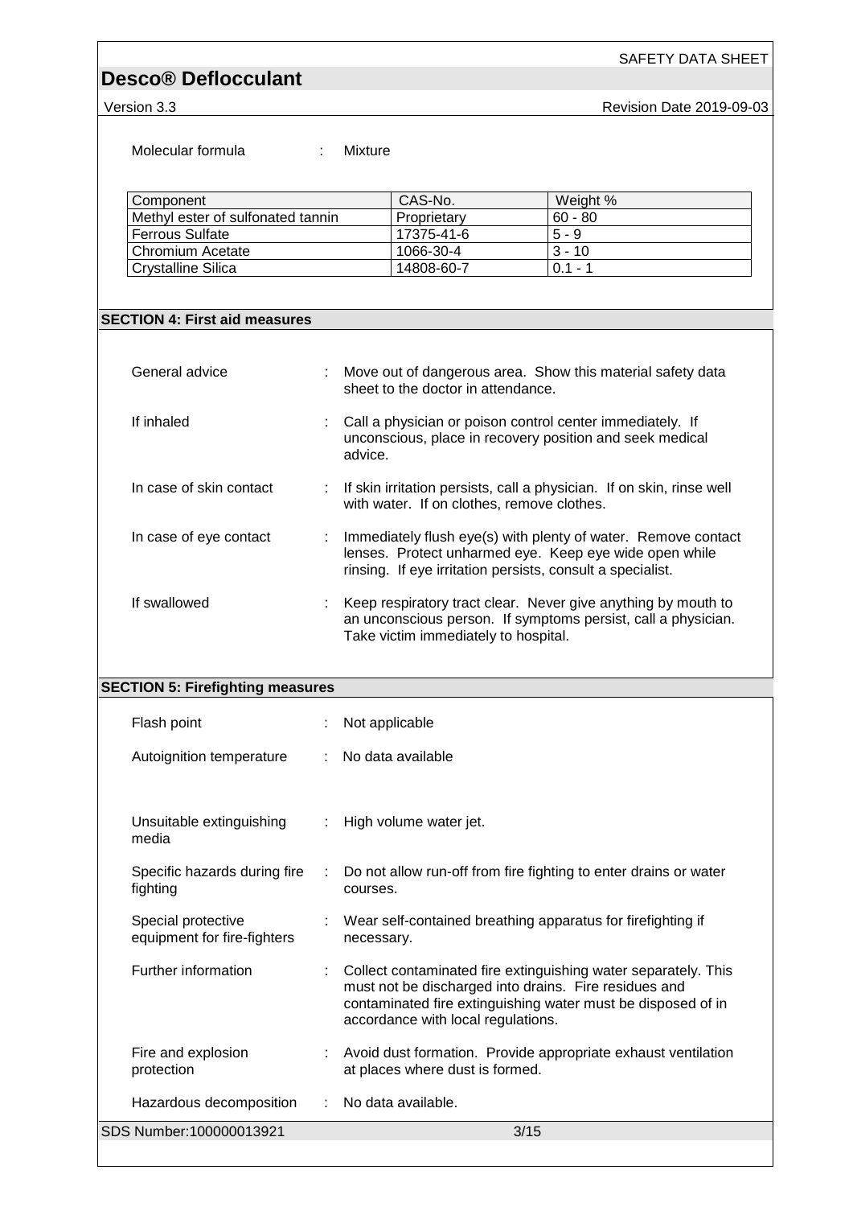Molecular formula : Mixture

| Component | CAS-No. | Weight % |
|---|---|---|
| Methyl ester of sulfonated tannin | Proprietary | 60 - 80 |
| Ferrous Sulfate | 17375-41-6 | 5 - 9 |
| Chromium Acetate | 1066-30-4 | 3 - 10 |
| Crystalline Silica | 14808-60-7 | 0.1 - 1 |

## SECTION 4: First aid measures

General advice : Move out of dangerous area. Show this material safety data sheet to the doctor in attendance.

If inhaled : Call a physician or poison control center immediately. If unconscious, place in recovery position and seek medical advice.

In case of skin contact : If skin irritation persists, call a physician. If on skin, rinse well with water. If on clothes, remove clothes.

In case of eye contact : Immediately flush eye(s) with plenty of water. Remove contact lenses. Protect unharmed eye. Keep eye wide open while rinsing. If eye irritation persists, consult a specialist.

If swallowed : Keep respiratory tract clear. Never give anything by mouth to an unconscious person. If symptoms persist, call a physician. Take victim immediately to hospital.

## SECTION 5: Firefighting measures

Flash point : Not applicable

Autoignition temperature : No data available

Unsuitable extinguishing media : High volume water jet.

Specific hazards during fire fighting : Do not allow run-off from fire fighting to enter drains or water courses.

Special protective equipment for fire-fighters : Wear self-contained breathing apparatus for firefighting if necessary.

Further information : Collect contaminated fire extinguishing water separately. This must not be discharged into drains. Fire residues and contaminated fire extinguishing water must be disposed of in accordance with local regulations.

Fire and explosion protection : Avoid dust formation. Provide appropriate exhaust ventilation at places where dust is formed.

Hazardous decomposition : No data available.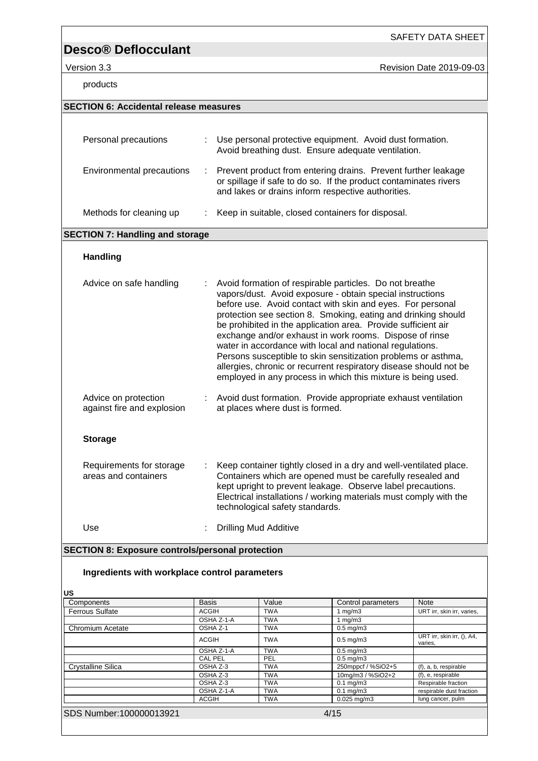products

## SECTION 6: Accidental release measures

Personal precautions : Use personal protective equipment. Avoid dust formation. Avoid breathing dust. Ensure adequate ventilation.

Environmental precautions : Prevent product from entering drains. Prevent further leakage or spillage if safe to do so. If the product contaminates rivers and lakes or drains inform respective authorities.

Methods for cleaning up : Keep in suitable, closed containers for disposal.

## SECTION 7: Handling and storage

### Handling

Advice on safe handling : Avoid formation of respirable particles. Do not breathe vapors/dust. Avoid exposure - obtain special instructions before use. Avoid contact with skin and eyes. For personal protection see section 8. Smoking, eating and drinking should be prohibited in the application area. Provide sufficient air exchange and/or exhaust in work rooms. Dispose of rinse water in accordance with local and national regulations. Persons susceptible to skin sensitization problems or asthma, allergies, chronic or recurrent respiratory disease should not be employed in any process in which this mixture is being used.

Advice on protection against fire and explosion : Avoid dust formation. Provide appropriate exhaust ventilation at places where dust is formed.

### Storage

Requirements for storage areas and containers : Keep container tightly closed in a dry and well-ventilated place. Containers which are opened must be carefully resealed and kept upright to prevent leakage. Observe label precautions. Electrical installations / working materials must comply with the technological safety standards.

Use : Drilling Mud Additive

## SECTION 8: Exposure controls/personal protection

### Ingredients with workplace control parameters

**US**

| Components | Basis | Value | Control parameters | Note |
|---|---|---|---|---|
| Ferrous Sulfate | ACGIH | TWA | 1 mg/m3 | URT irr, skin irr, varies, |
| | OSHA Z-1-A | TWA | 1 mg/m3 | |
| Chromium Acetate | OSHA Z-1 | TWA | 0.5 mg/m3 | |
| | ACGIH | TWA | 0.5 mg/m3 | URT irr, skin irr, (), A4, varies, |
| | OSHA Z-1-A | TWA | 0.5 mg/m3 | |
| | CAL PEL | PEL | 0.5 mg/m3 | |
| Crystalline Silica | OSHA Z-3 | TWA | 250mppcf / %SiO2+5 | (f), a, b, respirable |
| | OSHA Z-3 | TWA | 10mg/m3 / %SiO2+2 | (f), e, respirable |
| | OSHA Z-3 | TWA | 0.1 mg/m3 | Respirable fraction |
| | OSHA Z-1-A | TWA | 0.1 mg/m3 | respirable dust fraction |
| | ACGIH | TWA | 0.025 mg/m3 | lung cancer, pulm |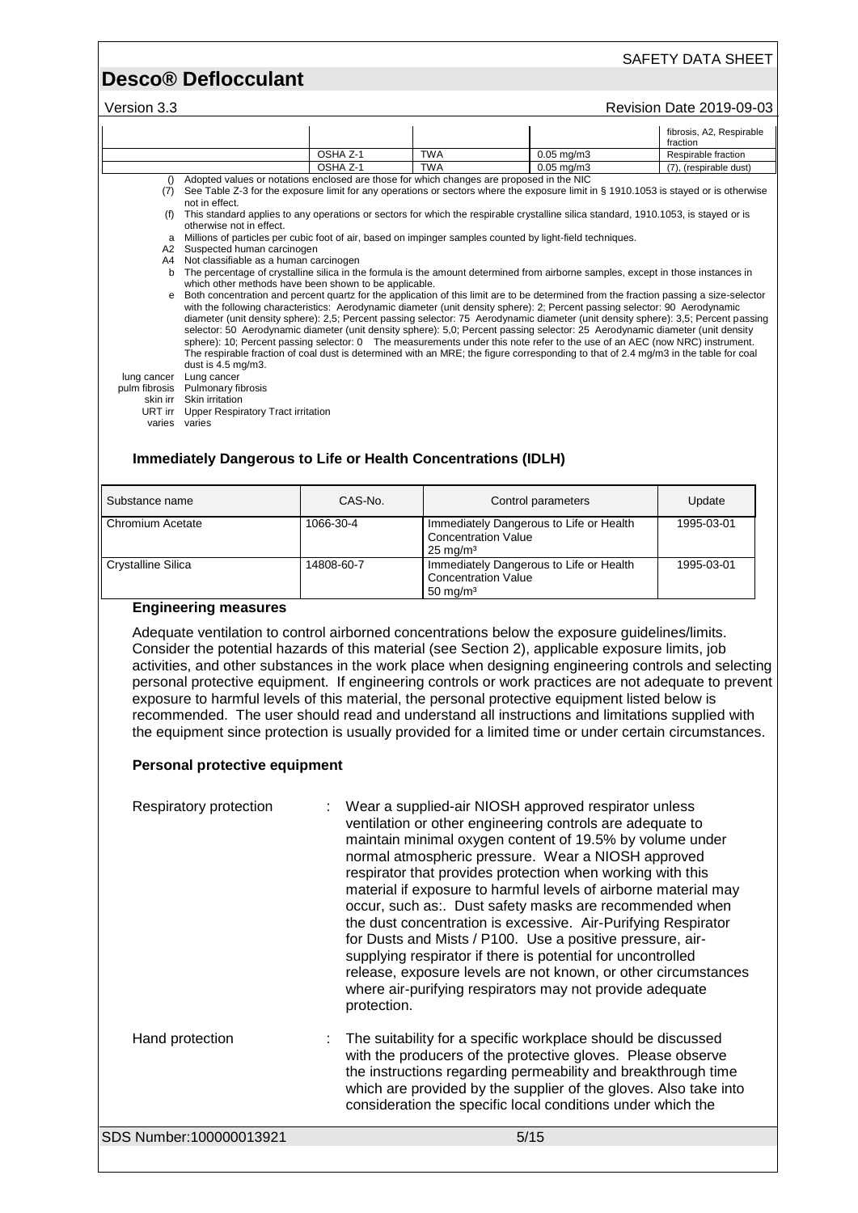| | | | | fibrosis, A2, Respirable fraction |
|---|---|---|---|---|
| | OSHA Z-1 | TWA | 0.05 mg/m3 | Respirable fraction |
| | OSHA Z-1 | TWA | 0.05 mg/m3 | (7), (respirable dust) |

() Adopted values or notations enclosed are those for which changes are proposed in the NIC

(7) See Table Z-3 for the exposure limit for any operations or sectors where the exposure limit in § 1910.1053 is stayed or is otherwise not in effect.

(f) This standard applies to any operations or sectors for which the respirable crystalline silica standard, 1910.1053, is stayed or is otherwise not in effect.

a Millions of particles per cubic foot of air, based on impinger samples counted by light-field techniques.

A2 Suspected human carcinogen

A4 Not classifiable as a human carcinogen

b The percentage of crystalline silica in the formula is the amount determined from airborne samples, except in those instances in which other methods have been shown to be applicable.

e Both concentration and percent quartz for the application of this limit are to be determined from the fraction passing a size-selector with the following characteristics: Aerodynamic diameter (unit density sphere): 2; Percent passing selector: 90 Aerodynamic diameter (unit density sphere): 2,5; Percent passing selector: 75 Aerodynamic diameter (unit density sphere): 3,5; Percent passing selector: 50 Aerodynamic diameter (unit density sphere): 5,0; Percent passing selector: 25 Aerodynamic diameter (unit density sphere): 10; Percent passing selector: 0 The measurements under this note refer to the use of an AEC (now NRC) instrument. The respirable fraction of coal dust is determined with an MRE; the figure corresponding to that of 2.4 mg/m3 in the table for coal dust is 4.5 mg/m3.

lung cancer Lung cancer

pulm fibrosis Pulmonary fibrosis

skin irr Skin irritation

URT irr Upper Respiratory Tract irritation

varies varies

### Immediately Dangerous to Life or Health Concentrations (IDLH)

| Substance name | CAS-No. | Control parameters | Update |
|---|---|---|---|
| Chromium Acetate | 1066-30-4 | Immediately Dangerous to Life or Health Concentration Value 25 mg/m³ | 1995-03-01 |
| Crystalline Silica | 14808-60-7 | Immediately Dangerous to Life or Health Concentration Value 50 mg/m³ | 1995-03-01 |

### Engineering measures

Adequate ventilation to control airborned concentrations below the exposure guidelines/limits. Consider the potential hazards of this material (see Section 2), applicable exposure limits, job activities, and other substances in the work place when designing engineering controls and selecting personal protective equipment. If engineering controls or work practices are not adequate to prevent exposure to harmful levels of this material, the personal protective equipment listed below is recommended. The user should read and understand all instructions and limitations supplied with the equipment since protection is usually provided for a limited time or under certain circumstances.

### Personal protective equipment

Respiratory protection : Wear a supplied-air NIOSH approved respirator unless ventilation or other engineering controls are adequate to maintain minimal oxygen content of 19.5% by volume under normal atmospheric pressure. Wear a NIOSH approved respirator that provides protection when working with this material if exposure to harmful levels of airborne material may occur, such as:. Dust safety masks are recommended when the dust concentration is excessive. Air-Purifying Respirator for Dusts and Mists / P100. Use a positive pressure, air-supplying respirator if there is potential for uncontrolled release, exposure levels are not known, or other circumstances where air-purifying respirators may not provide adequate protection.

Hand protection : The suitability for a specific workplace should be discussed with the producers of the protective gloves. Please observe the instructions regarding permeability and breakthrough time which are provided by the supplier of the gloves. Also take into consideration the specific local conditions under which the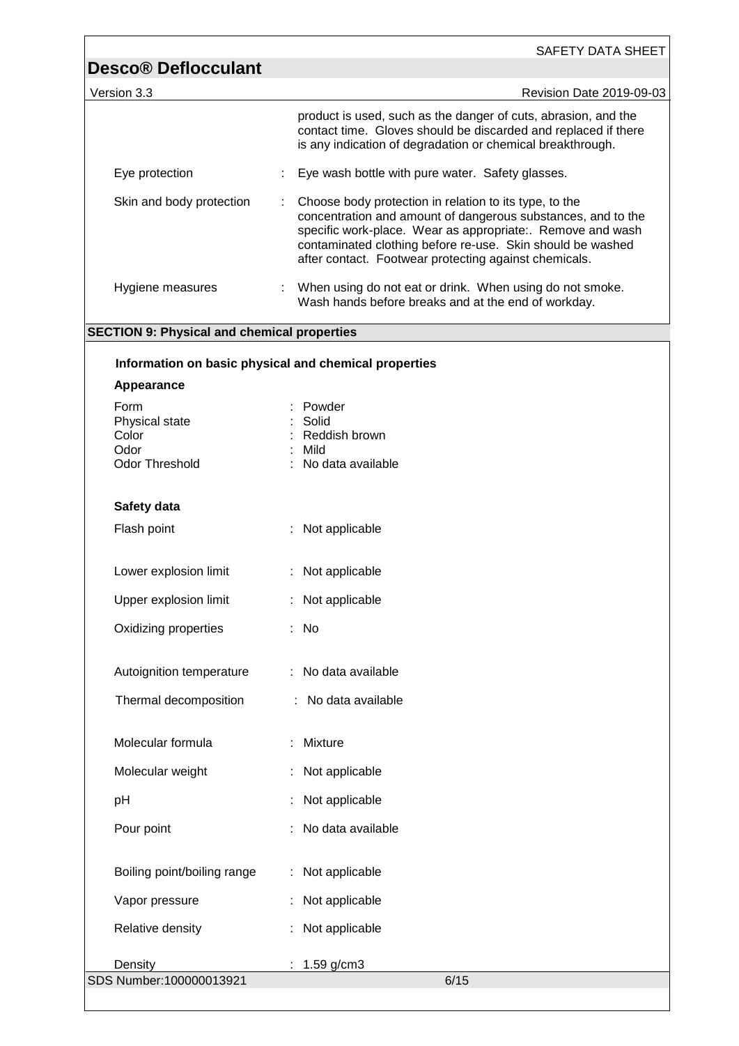product is used, such as the danger of cuts, abrasion, and the contact time. Gloves should be discarded and replaced if there is any indication of degradation or chemical breakthrough.

| | |
|---|---|
| Eye protection | : Eye wash bottle with pure water. Safety glasses. |
| Skin and body protection | : Choose body protection in relation to its type, to the concentration and amount of dangerous substances, and to the specific work-place. Wear as appropriate:. Remove and wash contaminated clothing before re-use. Skin should be washed after contact. Footwear protecting against chemicals. |
| Hygiene measures | : When using do not eat or drink. When using do not smoke. Wash hands before breaks and at the end of workday. |

## SECTION 9: Physical and chemical properties

### Information on basic physical and chemical properties

**Appearance**

| | |
|---|---|
| Form | : Powder |
| Physical state | : Solid |
| Color | : Reddish brown |
| Odor | : Mild |
| Odor Threshold | : No data available |

**Safety data**

| | |
|---|---|
| Flash point | : Not applicable |
| Lower explosion limit | : Not applicable |
| Upper explosion limit | : Not applicable |
| Oxidizing properties | : No |
| Autoignition temperature | : No data available |
| Thermal decomposition | : No data available |
| Molecular formula | : Mixture |
| Molecular weight | : Not applicable |
| pH | : Not applicable |
| Pour point | : No data available |
| Boiling point/boiling range | : Not applicable |
| Vapor pressure | : Not applicable |
| Relative density | : Not applicable |
| Density | : 1.59 g/cm3 |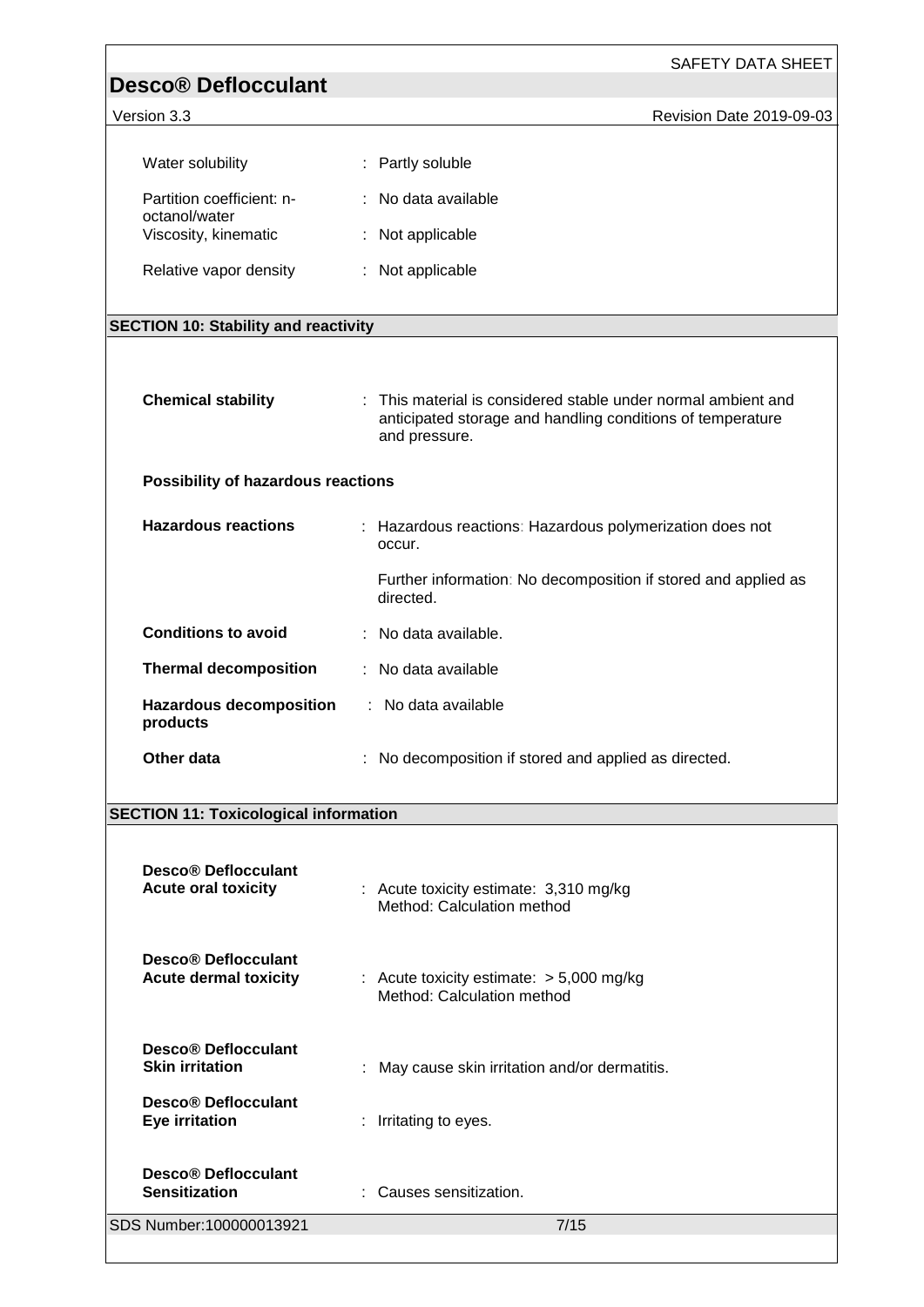| | |
|---|---|
| Water solubility | : Partly soluble |
| Partition coefficient: n-octanol/water | : No data available |
| Viscosity, kinematic | : Not applicable |
| Relative vapor density | : Not applicable |

## SECTION 10: Stability and reactivity

**Chemical stability** : This material is considered stable under normal ambient and anticipated storage and handling conditions of temperature and pressure.

**Possibility of hazardous reactions**

**Hazardous reactions** : Hazardous reactions: Hazardous polymerization does not occur.

Further information: No decomposition if stored and applied as directed.

**Conditions to avoid** : No data available.

**Thermal decomposition** : No data available

**Hazardous decomposition products** : No data available

**Other data** : No decomposition if stored and applied as directed.

## SECTION 11: Toxicological information

**Desco® Deflocculant**
**Acute oral toxicity** : Acute toxicity estimate: 3,310 mg/kg
Method: Calculation method

**Desco® Deflocculant**
**Acute dermal toxicity** : Acute toxicity estimate: > 5,000 mg/kg
Method: Calculation method

**Desco® Deflocculant**
**Skin irritation** : May cause skin irritation and/or dermatitis.

**Desco® Deflocculant**
**Eye irritation** : Irritating to eyes.

**Desco® Deflocculant**
**Sensitization** : Causes sensitization.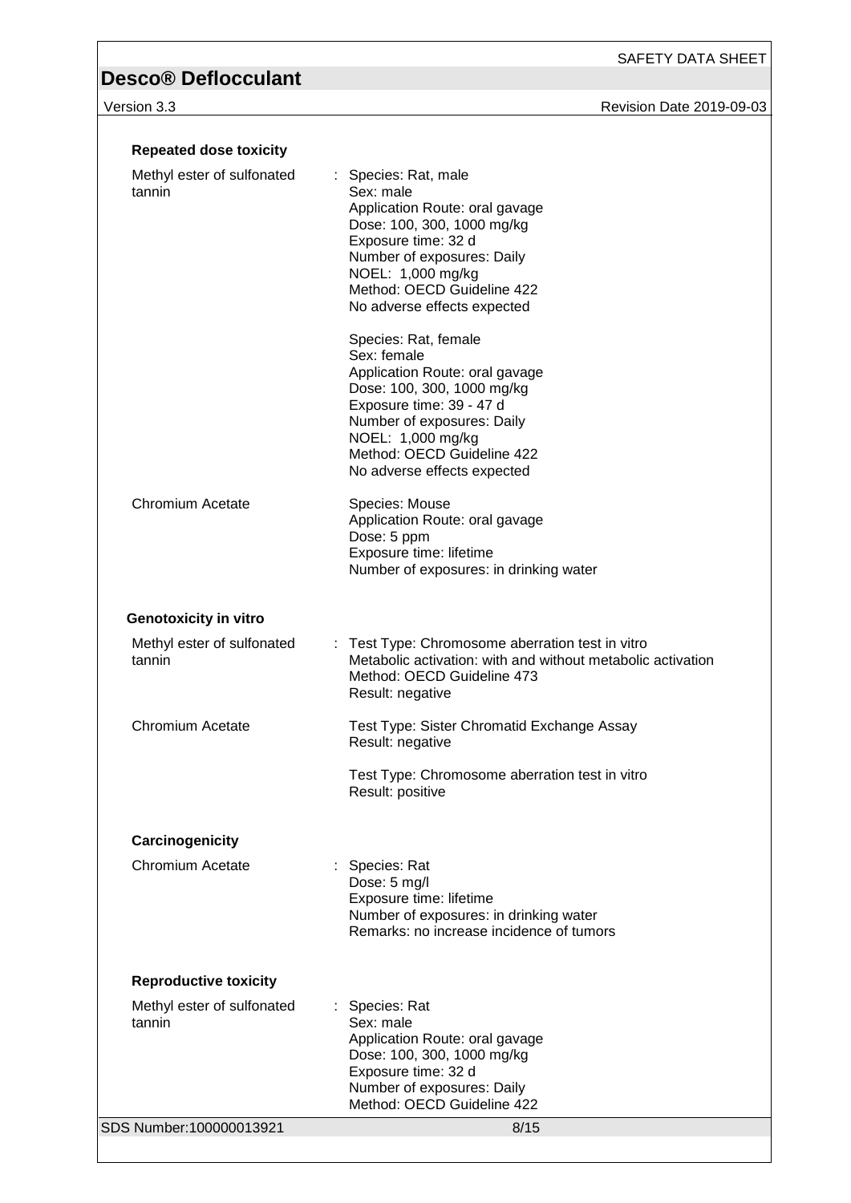**Repeated dose toxicity**

| | |
|---|---|
| Methyl ester of sulfonated tannin | : Species: Rat, male<br>Sex: male<br>Application Route: oral gavage<br>Dose: 100, 300, 1000 mg/kg<br>Exposure time: 32 d<br>Number of exposures: Daily<br>NOEL: 1,000 mg/kg<br>Method: OECD Guideline 422<br>No adverse effects expected |
| | Species: Rat, female<br>Sex: female<br>Application Route: oral gavage<br>Dose: 100, 300, 1000 mg/kg<br>Exposure time: 39 - 47 d<br>Number of exposures: Daily<br>NOEL: 1,000 mg/kg<br>Method: OECD Guideline 422<br>No adverse effects expected |
| Chromium Acetate | Species: Mouse<br>Application Route: oral gavage<br>Dose: 5 ppm<br>Exposure time: lifetime<br>Number of exposures: in drinking water |

**Genotoxicity in vitro**

| | |
|---|---|
| Methyl ester of sulfonated tannin | : Test Type: Chromosome aberration test in vitro<br>Metabolic activation: with and without metabolic activation<br>Method: OECD Guideline 473<br>Result: negative |
| Chromium Acetate | Test Type: Sister Chromatid Exchange Assay<br>Result: negative |
| | Test Type: Chromosome aberration test in vitro<br>Result: positive |

**Carcinogenicity**

| | |
|---|---|
| Chromium Acetate | : Species: Rat<br>Dose: 5 mg/l<br>Exposure time: lifetime<br>Number of exposures: in drinking water<br>Remarks: no increase incidence of tumors |

**Reproductive toxicity**

| | |
|---|---|
| Methyl ester of sulfonated tannin | : Species: Rat<br>Sex: male<br>Application Route: oral gavage<br>Dose: 100, 300, 1000 mg/kg<br>Exposure time: 32 d<br>Number of exposures: Daily<br>Method: OECD Guideline 422 |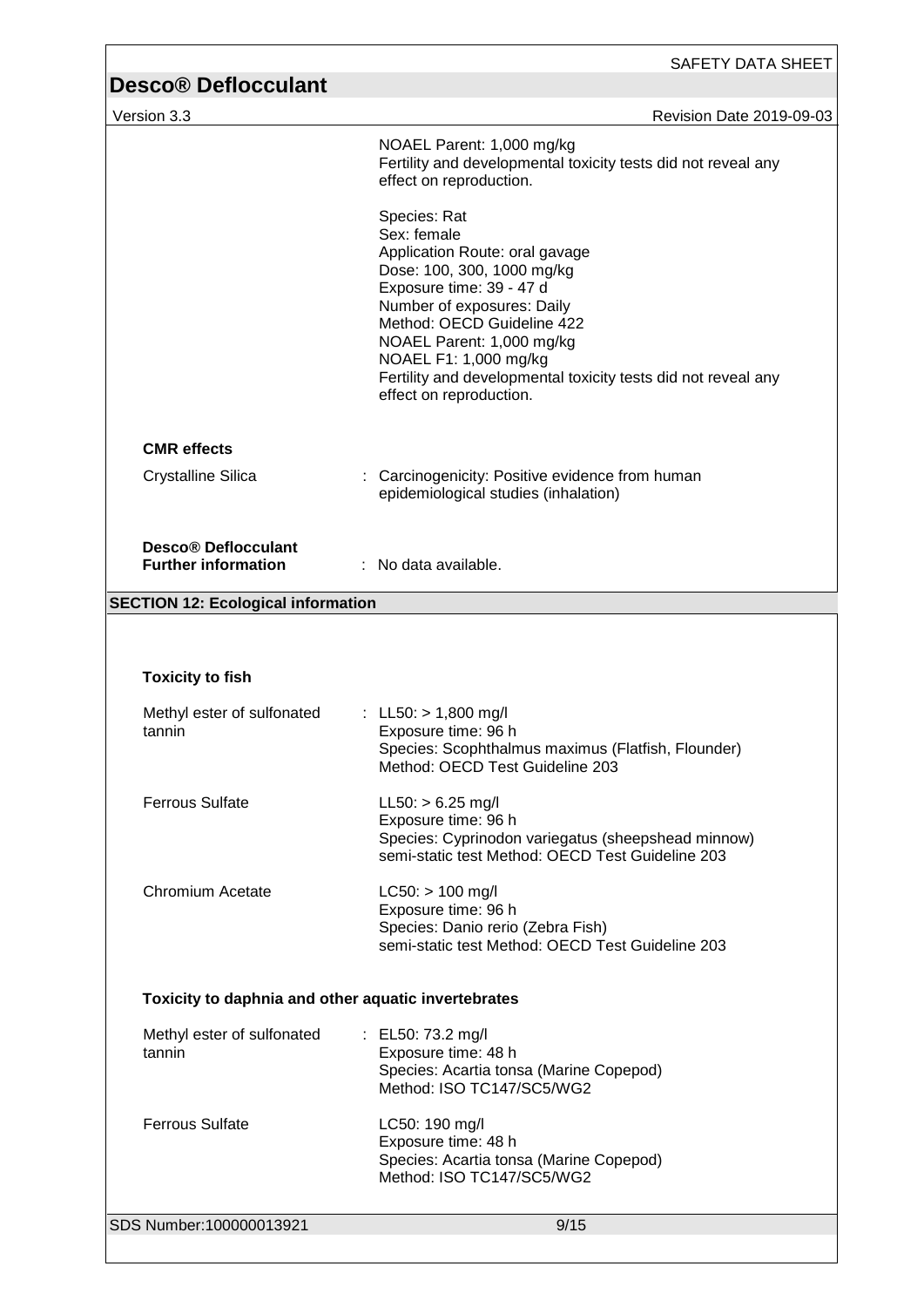NOAEL Parent: 1,000 mg/kg
Fertility and developmental toxicity tests did not reveal any effect on reproduction.

Species: Rat
Sex: female
Application Route: oral gavage
Dose: 100, 300, 1000 mg/kg
Exposure time: 39 - 47 d
Number of exposures: Daily
Method: OECD Guideline 422
NOAEL Parent: 1,000 mg/kg
NOAEL F1: 1,000 mg/kg
Fertility and developmental toxicity tests did not reveal any effect on reproduction.

**CMR effects**

Crystalline Silica : Carcinogenicity: Positive evidence from human epidemiological studies (inhalation)

**Desco® Deflocculant**
**Further information** : No data available.

## SECTION 12: Ecological information

**Toxicity to fish**

Methyl ester of sulfonated tannin : LL50: > 1,800 mg/l
Exposure time: 96 h
Species: Scophthalmus maximus (Flatfish, Flounder)
Method: OECD Test Guideline 203

Ferrous Sulfate LL50: > 6.25 mg/l
Exposure time: 96 h
Species: Cyprinodon variegatus (sheepshead minnow)
semi-static test Method: OECD Test Guideline 203

Chromium Acetate LC50: > 100 mg/l
Exposure time: 96 h
Species: Danio rerio (Zebra Fish)
semi-static test Method: OECD Test Guideline 203

**Toxicity to daphnia and other aquatic invertebrates**

Methyl ester of sulfonated tannin : EL50: 73.2 mg/l
Exposure time: 48 h
Species: Acartia tonsa (Marine Copepod)
Method: ISO TC147/SC5/WG2

Ferrous Sulfate LC50: 190 mg/l
Exposure time: 48 h
Species: Acartia tonsa (Marine Copepod)
Method: ISO TC147/SC5/WG2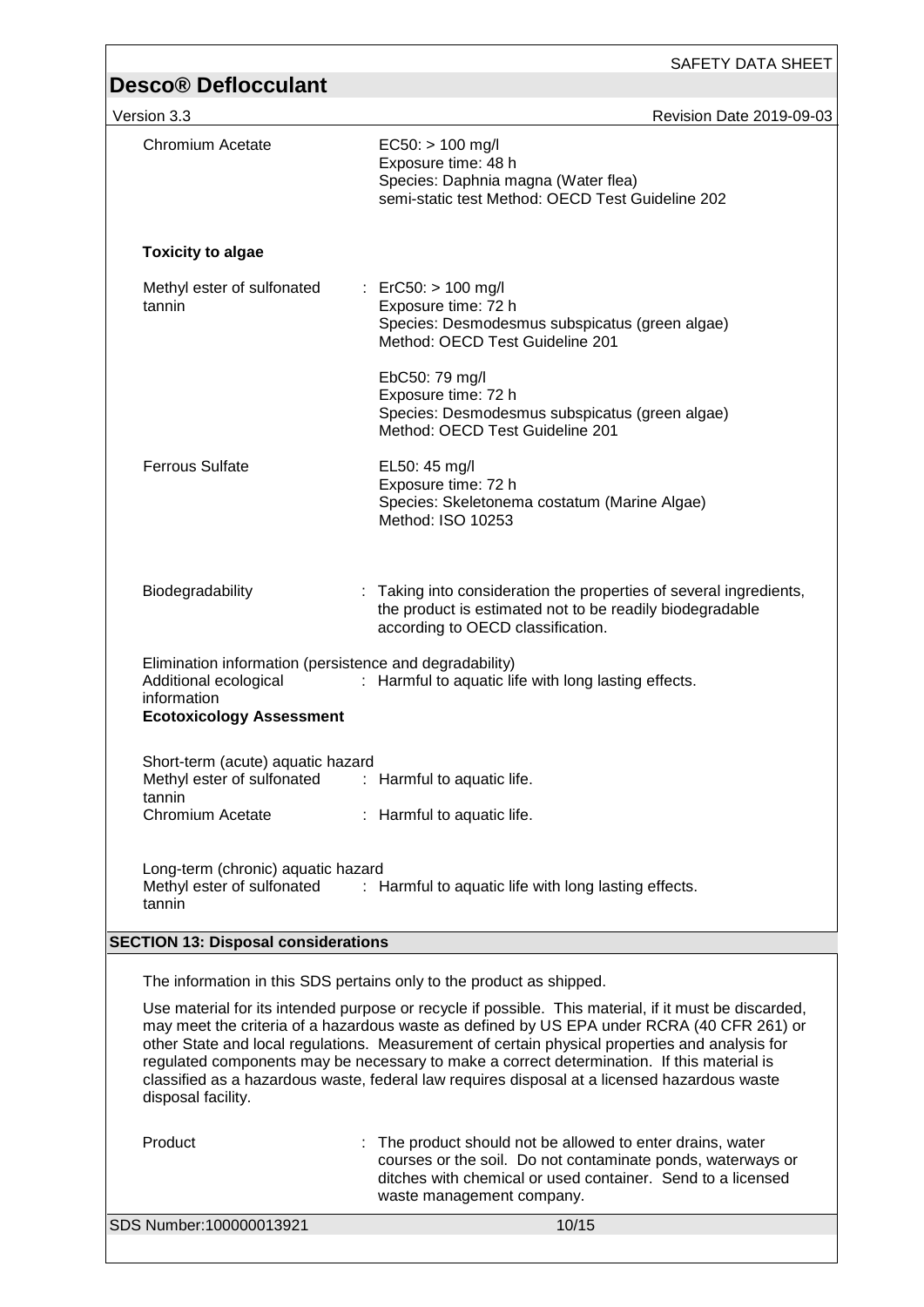| | |
|---|---|
| Chromium Acetate | EC50: > 100 mg/l<br>Exposure time: 48 h<br>Species: Daphnia magna (Water flea)<br>semi-static test Method: OECD Test Guideline 202 |

**Toxicity to algae**

| | |
|---|---|
| Methyl ester of sulfonated tannin | : ErC50: > 100 mg/l<br>Exposure time: 72 h<br>Species: Desmodesmus subspicatus (green algae)<br>Method: OECD Test Guideline 201<br><br>EbC50: 79 mg/l<br>Exposure time: 72 h<br>Species: Desmodesmus subspicatus (green algae)<br>Method: OECD Test Guideline 201 |
| Ferrous Sulfate | EL50: 45 mg/l<br>Exposure time: 72 h<br>Species: Skeletonema costatum (Marine Algae)<br>Method: ISO 10253 |

| | |
|---|---|
| Biodegradability | : Taking into consideration the properties of several ingredients, the product is estimated not to be readily biodegradable according to OECD classification. |

Elimination information (persistence and degradability)

| | |
|---|---|
| Additional ecological information | : Harmful to aquatic life with long lasting effects. |

**Ecotoxicology Assessment**

Short-term (acute) aquatic hazard

| | |
|---|---|
| Methyl ester of sulfonated tannin | : Harmful to aquatic life. |
| Chromium Acetate | : Harmful to aquatic life. |

Long-term (chronic) aquatic hazard

| | |
|---|---|
| Methyl ester of sulfonated tannin | : Harmful to aquatic life with long lasting effects. |

## SECTION 13: Disposal considerations

The information in this SDS pertains only to the product as shipped.

Use material for its intended purpose or recycle if possible. This material, if it must be discarded, may meet the criteria of a hazardous waste as defined by US EPA under RCRA (40 CFR 261) or other State and local regulations. Measurement of certain physical properties and analysis for regulated components may be necessary to make a correct determination. If this material is classified as a hazardous waste, federal law requires disposal at a licensed hazardous waste disposal facility.

| | |
|---|---|
| Product | : The product should not be allowed to enter drains, water courses or the soil. Do not contaminate ponds, waterways or ditches with chemical or used container. Send to a licensed waste management company. |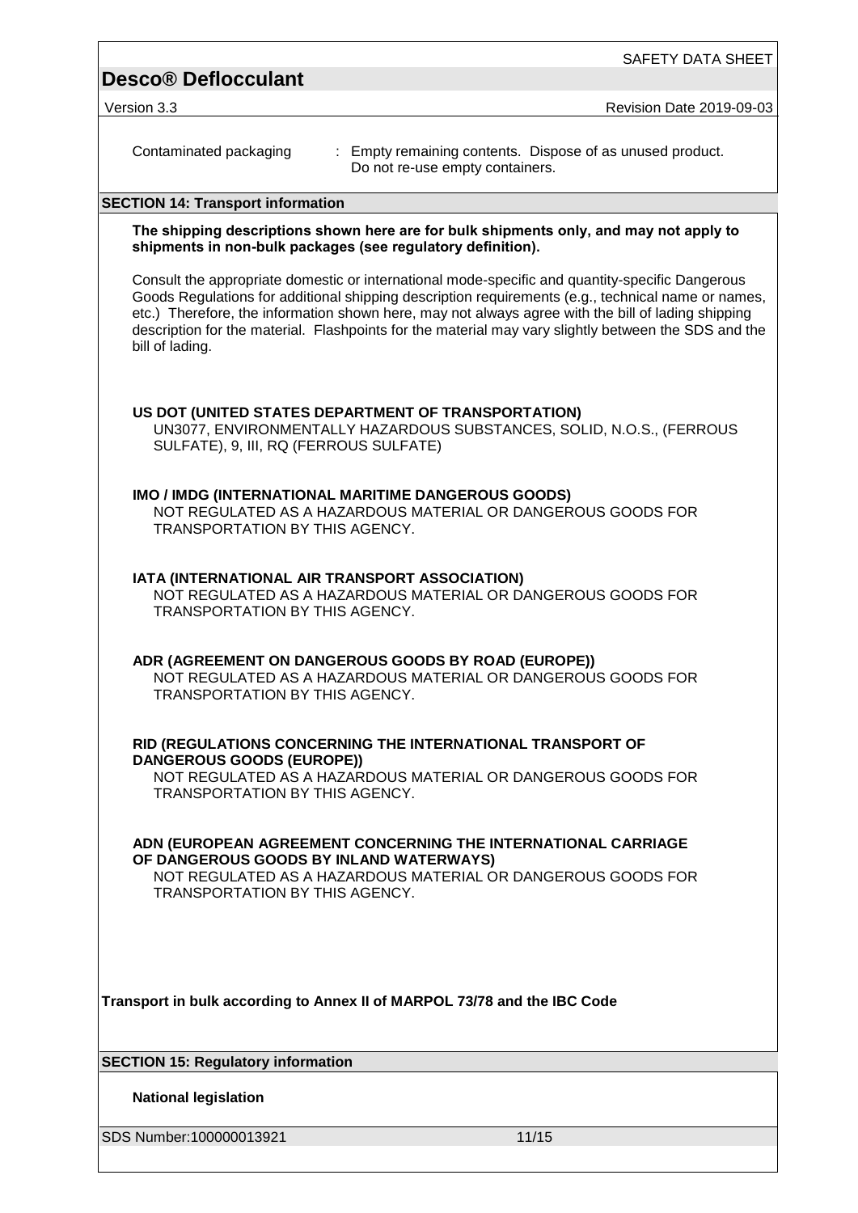Contaminated packaging : Empty remaining contents. Dispose of as unused product. Do not re-use empty containers.

## SECTION 14: Transport information

**The shipping descriptions shown here are for bulk shipments only, and may not apply to shipments in non-bulk packages (see regulatory definition).**

Consult the appropriate domestic or international mode-specific and quantity-specific Dangerous Goods Regulations for additional shipping description requirements (e.g., technical name or names, etc.) Therefore, the information shown here, may not always agree with the bill of lading shipping description for the material. Flashpoints for the material may vary slightly between the SDS and the bill of lading.

**US DOT (UNITED STATES DEPARTMENT OF TRANSPORTATION)**
UN3077, ENVIRONMENTALLY HAZARDOUS SUBSTANCES, SOLID, N.O.S., (FERROUS SULFATE), 9, III, RQ (FERROUS SULFATE)

**IMO / IMDG (INTERNATIONAL MARITIME DANGEROUS GOODS)**
NOT REGULATED AS A HAZARDOUS MATERIAL OR DANGEROUS GOODS FOR TRANSPORTATION BY THIS AGENCY.

**IATA (INTERNATIONAL AIR TRANSPORT ASSOCIATION)**
NOT REGULATED AS A HAZARDOUS MATERIAL OR DANGEROUS GOODS FOR TRANSPORTATION BY THIS AGENCY.

**ADR (AGREEMENT ON DANGEROUS GOODS BY ROAD (EUROPE))**
NOT REGULATED AS A HAZARDOUS MATERIAL OR DANGEROUS GOODS FOR TRANSPORTATION BY THIS AGENCY.

**RID (REGULATIONS CONCERNING THE INTERNATIONAL TRANSPORT OF DANGEROUS GOODS (EUROPE))**
NOT REGULATED AS A HAZARDOUS MATERIAL OR DANGEROUS GOODS FOR TRANSPORTATION BY THIS AGENCY.

**ADN (EUROPEAN AGREEMENT CONCERNING THE INTERNATIONAL CARRIAGE OF DANGEROUS GOODS BY INLAND WATERWAYS)**
NOT REGULATED AS A HAZARDOUS MATERIAL OR DANGEROUS GOODS FOR TRANSPORTATION BY THIS AGENCY.

**Transport in bulk according to Annex II of MARPOL 73/78 and the IBC Code**

## SECTION 15: Regulatory information

**National legislation**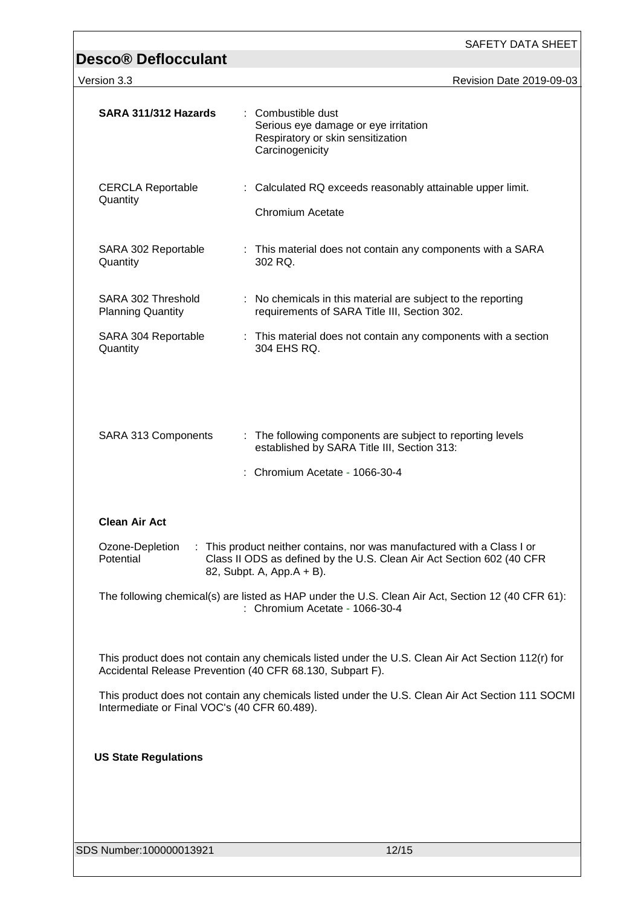| | |
|---|---|
| **SARA 311/312 Hazards** | : Combustible dust<br>Serious eye damage or eye irritation<br>Respiratory or skin sensitization<br>Carcinogenicity |
| CERCLA Reportable Quantity | : Calculated RQ exceeds reasonably attainable upper limit.<br><br>Chromium Acetate |
| SARA 302 Reportable Quantity | : This material does not contain any components with a SARA 302 RQ. |
| SARA 302 Threshold Planning Quantity | : No chemicals in this material are subject to the reporting requirements of SARA Title III, Section 302. |
| SARA 304 Reportable Quantity | : This material does not contain any components with a section 304 EHS RQ. |
| SARA 313 Components | : The following components are subject to reporting levels established by SARA Title III, Section 313:<br><br>: Chromium Acetate - 1066-30-4 |

**Clean Air Act**

Ozone-Depletion Potential : This product neither contains, nor was manufactured with a Class I or Class II ODS as defined by the U.S. Clean Air Act Section 602 (40 CFR 82, Subpt. A, App.A + B).

The following chemical(s) are listed as HAP under the U.S. Clean Air Act, Section 12 (40 CFR 61):
: Chromium Acetate - 1066-30-4

This product does not contain any chemicals listed under the U.S. Clean Air Act Section 112(r) for Accidental Release Prevention (40 CFR 68.130, Subpart F).

This product does not contain any chemicals listed under the U.S. Clean Air Act Section 111 SOCMI Intermediate or Final VOC's (40 CFR 60.489).

**US State Regulations**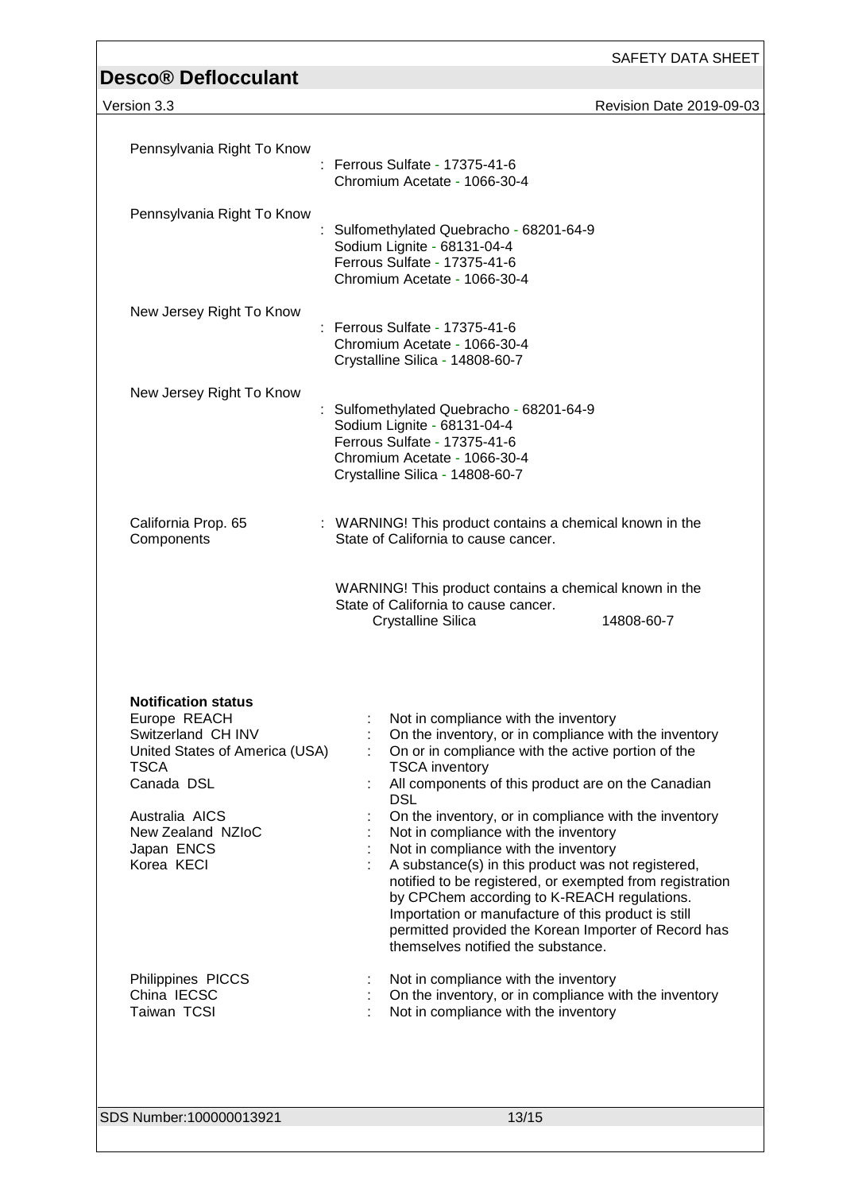Pennsylvania Right To Know : Ferrous Sulfate - 17375-41-6
Chromium Acetate - 1066-30-4

Pennsylvania Right To Know : Sulfomethylated Quebracho - 68201-64-9
Sodium Lignite - 68131-04-4
Ferrous Sulfate - 17375-41-6
Chromium Acetate - 1066-30-4

New Jersey Right To Know : Ferrous Sulfate - 17375-41-6
Chromium Acetate - 1066-30-4
Crystalline Silica - 14808-60-7

New Jersey Right To Know : Sulfomethylated Quebracho - 68201-64-9
Sodium Lignite - 68131-04-4
Ferrous Sulfate - 17375-41-6
Chromium Acetate - 1066-30-4
Crystalline Silica - 14808-60-7

California Prop. 65 Components : WARNING! This product contains a chemical known in the State of California to cause cancer.

WARNING! This product contains a chemical known in the State of California to cause cancer.
Crystalline Silica 14808-60-7

**Notification status**

| | | |
|---|---|---|
| Europe REACH | : | Not in compliance with the inventory |
| Switzerland CH INV | : | On the inventory, or in compliance with the inventory |
| United States of America (USA) TSCA | : | On or in compliance with the active portion of the TSCA inventory |
| Canada DSL | : | All components of this product are on the Canadian DSL |
| Australia AICS | : | On the inventory, or in compliance with the inventory |
| New Zealand NZIoC | : | Not in compliance with the inventory |
| Japan ENCS | : | Not in compliance with the inventory |
| Korea KECI | : | A substance(s) in this product was not registered, notified to be registered, or exempted from registration by CPChem according to K-REACH regulations. Importation or manufacture of this product is still permitted provided the Korean Importer of Record has themselves notified the substance. |
| Philippines PICCS | : | Not in compliance with the inventory |
| China IECSC | : | On the inventory, or in compliance with the inventory |
| Taiwan TCSI | : | Not in compliance with the inventory |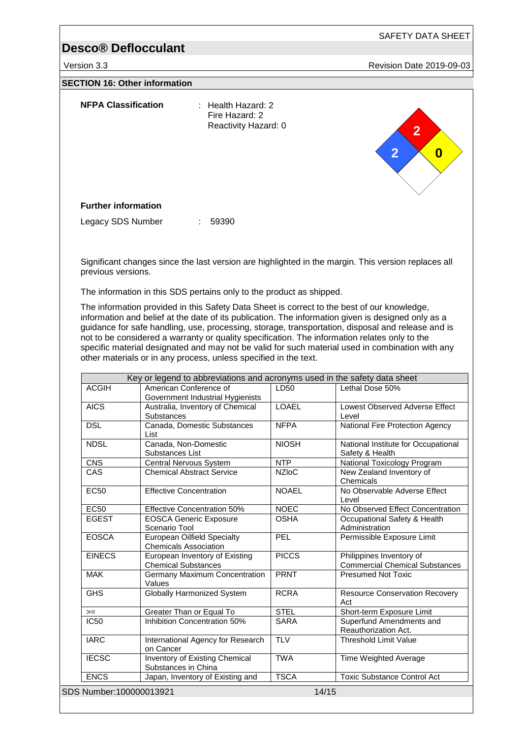## SECTION 16: Other information

**NFPA Classification** : Health Hazard: 2
Fire Hazard: 2
Reactivity Hazard: 0

**Further information**

Legacy SDS Number : 59390

Significant changes since the last version are highlighted in the margin. This version replaces all previous versions.

The information in this SDS pertains only to the product as shipped.

The information provided in this Safety Data Sheet is correct to the best of our knowledge, information and belief at the date of its publication. The information given is designed only as a guidance for safe handling, use, processing, storage, transportation, disposal and release and is not to be considered a warranty or quality specification. The information relates only to the specific material designated and may not be valid for such material used in combination with any other materials or in any process, unless specified in the text.

| Key or legend to abbreviations and acronyms used in the safety data sheet | | | |
|---|---|---|---|
| ACGIH | American Conference of Government Industrial Hygienists | LD50 | Lethal Dose 50% |
| AICS | Australia, Inventory of Chemical Substances | LOAEL | Lowest Observed Adverse Effect Level |
| DSL | Canada, Domestic Substances List | NFPA | National Fire Protection Agency |
| NDSL | Canada, Non-Domestic Substances List | NIOSH | National Institute for Occupational Safety & Health |
| CNS | Central Nervous System | NTP | National Toxicology Program |
| CAS | Chemical Abstract Service | NZIoC | New Zealand Inventory of Chemicals |
| EC50 | Effective Concentration | NOAEL | No Observable Adverse Effect Level |
| EC50 | Effective Concentration 50% | NOEC | No Observed Effect Concentration |
| EGEST | EOSCA Generic Exposure Scenario Tool | OSHA | Occupational Safety & Health Administration |
| EOSCA | European Oilfield Specialty Chemicals Association | PEL | Permissible Exposure Limit |
| EINECS | European Inventory of Existing Chemical Substances | PICCS | Philippines Inventory of Commercial Chemical Substances |
| MAK | Germany Maximum Concentration Values | PRNT | Presumed Not Toxic |
| GHS | Globally Harmonized System | RCRA | Resource Conservation Recovery Act |
| >= | Greater Than or Equal To | STEL | Short-term Exposure Limit |
| IC50 | Inhibition Concentration 50% | SARA | Superfund Amendments and Reauthorization Act. |
| IARC | International Agency for Research on Cancer | TLV | Threshold Limit Value |
| IECSC | Inventory of Existing Chemical Substances in China | TWA | Time Weighted Average |
| ENCS | Japan, Inventory of Existing and | TSCA | Toxic Substance Control Act |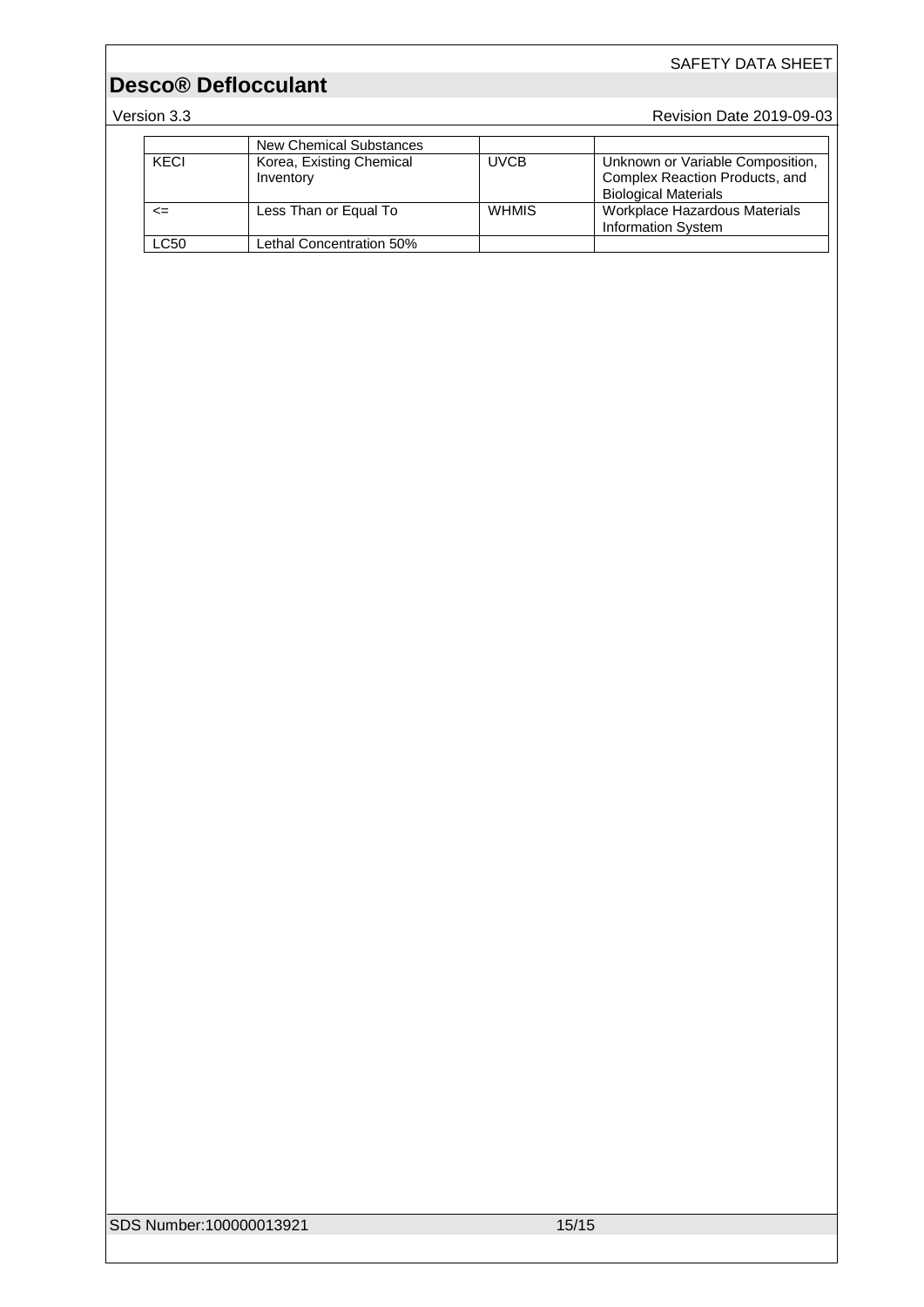| | | | |
|---|---|---|---|
| | New Chemical Substances | | |
| KECI | Korea, Existing Chemical Inventory | UVCB | Unknown or Variable Composition, Complex Reaction Products, and Biological Materials |
| <= | Less Than or Equal To | WHMIS | Workplace Hazardous Materials Information System |
| LC50 | Lethal Concentration 50% | | |